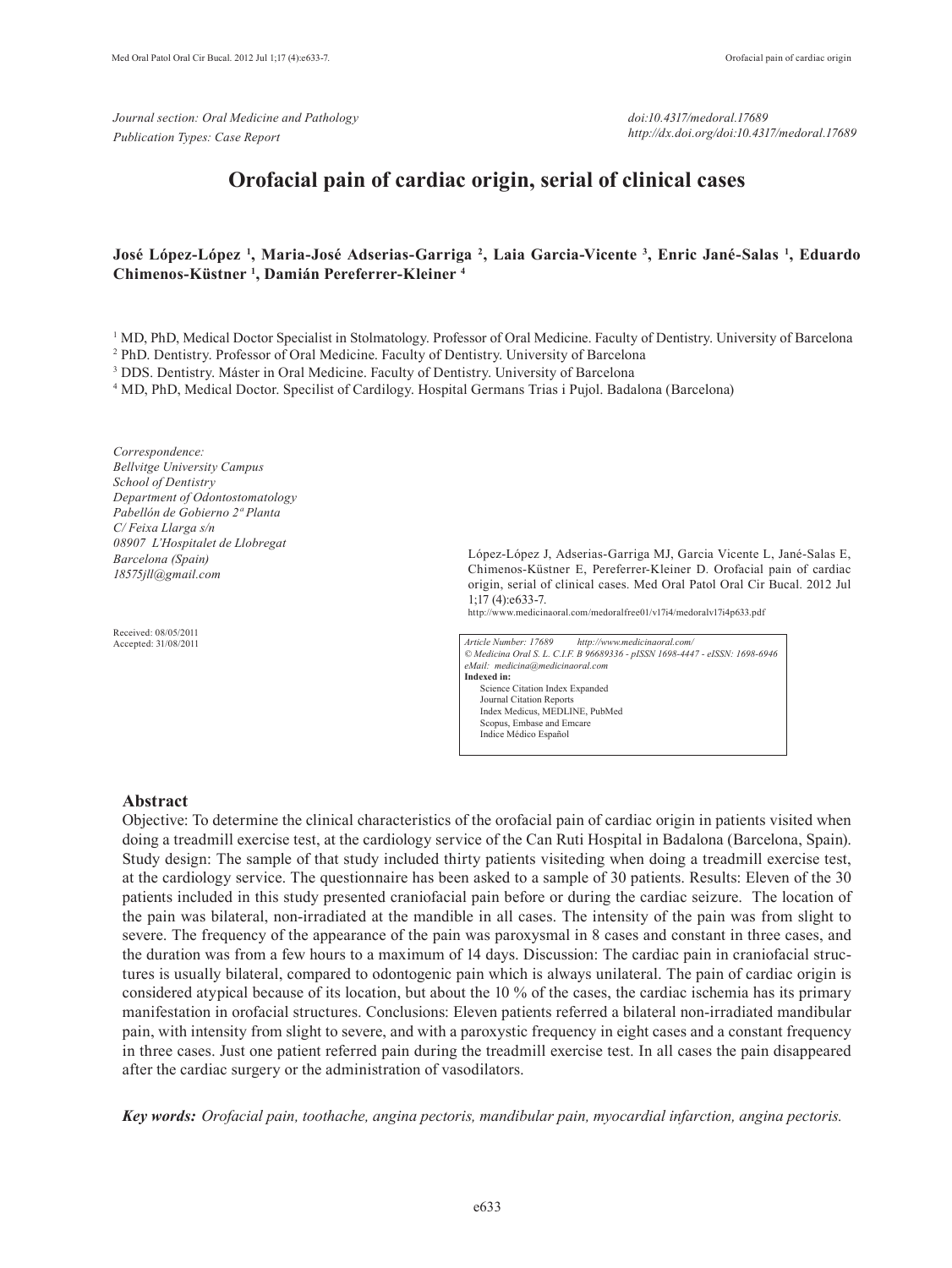*Journal section: Oral Medicine and Pathology*
*Publication Types: Case Report*

*doi:10.4317/medoral.17689*
*http://dx.doi.org/doi:10.4317/medoral.17689*

# Orofacial pain of cardiac origin, serial of clinical cases

**José López-López [1], Maria-José Adserias-Garriga [2], Laia Garcia-Vicente [3], Enric Jané-Salas [1], Eduardo Chimenos-Küstner [1], Damián Pereferrer-Kleiner [4]**

[1] MD, PhD, Medical Doctor Specialist in Stolmatology. Professor of Oral Medicine. Faculty of Dentistry. University of Barcelona
[2] PhD. Dentistry. Professor of Oral Medicine. Faculty of Dentistry. University of Barcelona
[3] DDS. Dentistry. Máster in Oral Medicine. Faculty of Dentistry. University of Barcelona
[4] MD, PhD, Medical Doctor. Specilist of Cardilogy. Hospital Germans Trias i Pujol. Badalona (Barcelona)

*Correspondence:*
*Bellvitge University Campus*
*School of Dentistry*
*Department of Odontostomatology*
*Pabellón de Gobierno 2ª Planta*
*C/ Feixa Llarga s/n*
*08907 L'Hospitalet de Llobregat*
*Barcelona (Spain)*
*18575jll@gmail.com*

Received: 08/05/2011
Accepted: 31/08/2011

López-López J, Adserias-Garriga MJ, Garcia Vicente L, Jané-Salas E, Chimenos-Küstner E, Pereferrer-Kleiner D. Orofacial pain of cardiac origin, serial of clinical cases. Med Oral Patol Oral Cir Bucal. 2012 Jul 1;17 (4):e633-7.
http://www.medicinaoral.com/medoralfree01/v17i4/medoralv17i4p633.pdf

*Article Number: 17689 http://www.medicinaoral.com/*
*© Medicina Oral S. L. C.I.F. B 96689336 - pISSN 1698-4447 - eISSN: 1698-6946*
*eMail: medicina@medicinaoral.com*
**Indexed in:**
Science Citation Index Expanded
Journal Citation Reports
Index Medicus, MEDLINE, PubMed
Scopus, Embase and Emcare
Indice Médico Español

## Abstract

Objective: To determine the clinical characteristics of the orofacial pain of cardiac origin in patients visited when doing a treadmill exercise test, at the cardiology service of the Can Ruti Hospital in Badalona (Barcelona, Spain). Study design: The sample of that study included thirty patients visiteding when doing a treadmill exercise test, at the cardiology service. The questionnaire has been asked to a sample of 30 patients. Results: Eleven of the 30 patients included in this study presented craniofacial pain before or during the cardiac seizure. The location of the pain was bilateral, non-irradiated at the mandible in all cases. The intensity of the pain was from slight to severe. The frequency of the appearance of the pain was paroxysmal in 8 cases and constant in three cases, and the duration was from a few hours to a maximum of 14 days. Discussion: The cardiac pain in craniofacial structures is usually bilateral, compared to odontogenic pain which is always unilateral. The pain of cardiac origin is considered atypical because of its location, but about the 10 % of the cases, the cardiac ischemia has its primary manifestation in orofacial structures. Conclusions: Eleven patients referred a bilateral non-irradiated mandibular pain, with intensity from slight to severe, and with a paroxystic frequency in eight cases and a constant frequency in three cases. Just one patient referred pain during the treadmill exercise test. In all cases the pain disappeared after the cardiac surgery or the administration of vasodilators.

***Key words:** Orofacial pain, toothache, angina pectoris, mandibular pain, myocardial infarction, angina pectoris.*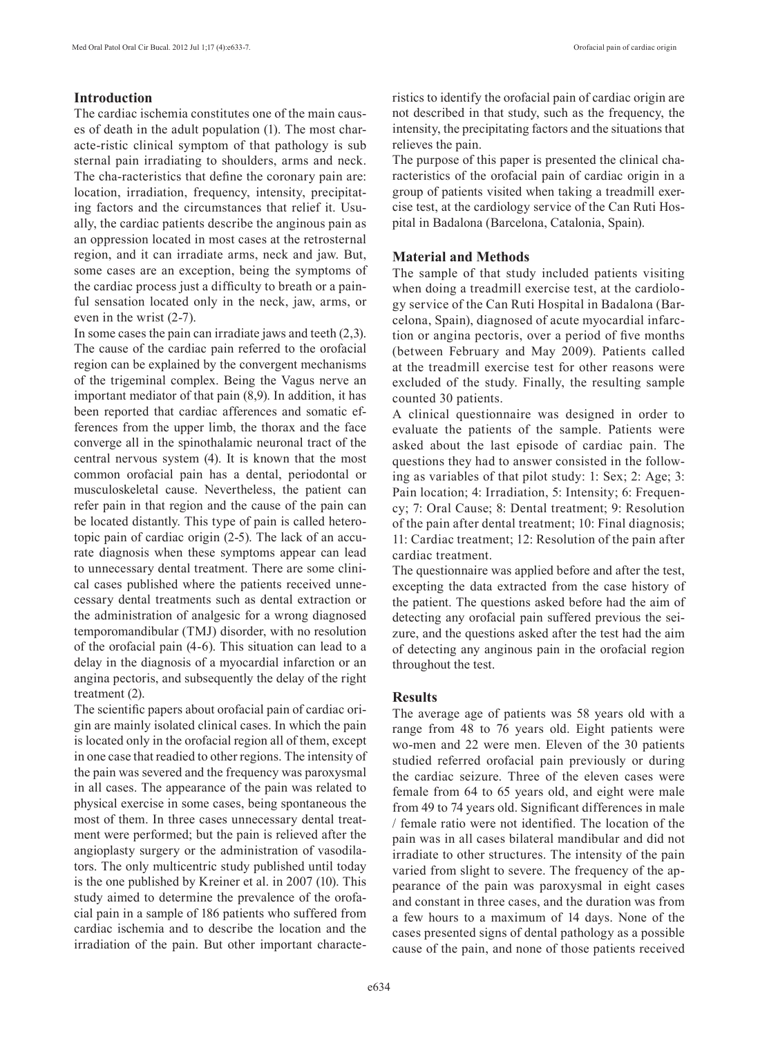## Introduction

The cardiac ischemia constitutes one of the main causes of death in the adult population (1). The most characte-ristic clinical symptom of that pathology is sub sternal pain irradiating to shoulders, arms and neck. The cha-racteristics that define the coronary pain are: location, irradiation, frequency, intensity, precipitating factors and the circumstances that relief it. Usually, the cardiac patients describe the anginous pain as an oppression located in most cases at the retrosternal region, and it can irradiate arms, neck and jaw. But, some cases are an exception, being the symptoms of the cardiac process just a difficulty to breath or a painful sensation located only in the neck, jaw, arms, or even in the wrist (2-7).

In some cases the pain can irradiate jaws and teeth (2,3). The cause of the cardiac pain referred to the orofacial region can be explained by the convergent mechanisms of the trigeminal complex. Being the Vagus nerve an important mediator of that pain (8,9). In addition, it has been reported that cardiac afferences and somatic efferences from the upper limb, the thorax and the face converge all in the spinothalamic neuronal tract of the central nervous system (4). It is known that the most common orofacial pain has a dental, periodontal or musculoskeletal cause. Nevertheless, the patient can refer pain in that region and the cause of the pain can be located distantly. This type of pain is called heterotopic pain of cardiac origin (2-5). The lack of an accurate diagnosis when these symptoms appear can lead to unnecessary dental treatment. There are some clinical cases published where the patients received unnecessary dental treatments such as dental extraction or the administration of analgesic for a wrong diagnosed temporomandibular (TMJ) disorder, with no resolution of the orofacial pain (4-6). This situation can lead to a delay in the diagnosis of a myocardial infarction or an angina pectoris, and subsequently the delay of the right treatment (2).

The scientific papers about orofacial pain of cardiac origin are mainly isolated clinical cases. In which the pain is located only in the orofacial region all of them, except in one case that readied to other regions. The intensity of the pain was severed and the frequency was paroxysmal in all cases. The appearance of the pain was related to physical exercise in some cases, being spontaneous the most of them. In three cases unnecessary dental treatment were performed; but the pain is relieved after the angioplasty surgery or the administration of vasodilators. The only multicentric study published until today is the one published by Kreiner et al. in 2007 (10). This study aimed to determine the prevalence of the orofacial pain in a sample of 186 patients who suffered from cardiac ischemia and to describe the location and the irradiation of the pain. But other important characteristics to identify the orofacial pain of cardiac origin are not described in that study, such as the frequency, the intensity, the precipitating factors and the situations that relieves the pain.

The purpose of this paper is presented the clinical characteristics of the orofacial pain of cardiac origin in a group of patients visited when taking a treadmill exercise test, at the cardiology service of the Can Ruti Hospital in Badalona (Barcelona, Catalonia, Spain).

## Material and Methods

The sample of that study included patients visiting when doing a treadmill exercise test, at the cardiology service of the Can Ruti Hospital in Badalona (Barcelona, Spain), diagnosed of acute myocardial infarction or angina pectoris, over a period of five months (between February and May 2009). Patients called at the treadmill exercise test for other reasons were excluded of the study. Finally, the resulting sample counted 30 patients.

A clinical questionnaire was designed in order to evaluate the patients of the sample. Patients were asked about the last episode of cardiac pain. The questions they had to answer consisted in the following as variables of that pilot study: 1: Sex; 2: Age; 3: Pain location; 4: Irradiation, 5: Intensity; 6: Frequency; 7: Oral Cause; 8: Dental treatment; 9: Resolution of the pain after dental treatment; 10: Final diagnosis; 11: Cardiac treatment; 12: Resolution of the pain after cardiac treatment.

The questionnaire was applied before and after the test, excepting the data extracted from the case history of the patient. The questions asked before had the aim of detecting any orofacial pain suffered previous the seizure, and the questions asked after the test had the aim of detecting any anginous pain in the orofacial region throughout the test.

## Results

The average age of patients was 58 years old with a range from 48 to 76 years old. Eight patients were wo-men and 22 were men. Eleven of the 30 patients studied referred orofacial pain previously or during the cardiac seizure. Three of the eleven cases were female from 64 to 65 years old, and eight were male from 49 to 74 years old. Significant differences in male / female ratio were not identified. The location of the pain was in all cases bilateral mandibular and did not irradiate to other structures. The intensity of the pain varied from slight to severe. The frequency of the appearance of the pain was paroxysmal in eight cases and constant in three cases, and the duration was from a few hours to a maximum of 14 days. None of the cases presented signs of dental pathology as a possible cause of the pain, and none of those patients received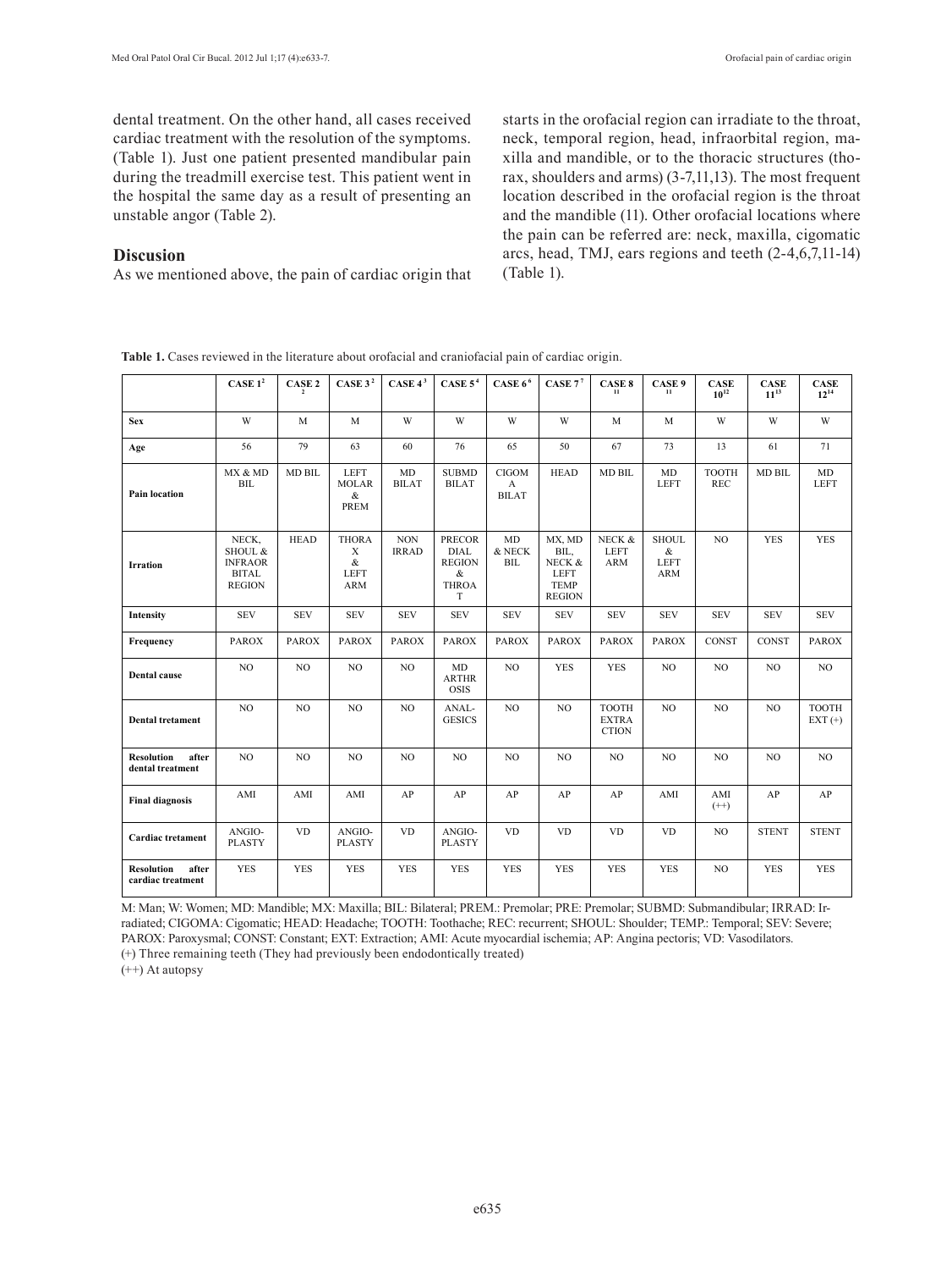dental treatment. On the other hand, all cases received cardiac treatment with the resolution of the symptoms. (Table 1). Just one patient presented mandibular pain during the treadmill exercise test. This patient went in the hospital the same day as a result of presenting an unstable angor (Table 2).

## Discusion

As we mentioned above, the pain of cardiac origin that starts in the orofacial region can irradiate to the throat, neck, temporal region, head, infraorbital region, maxilla and mandible, or to the thoracic structures (thorax, shoulders and arms) (3-7,11,13). The most frequent location described in the orofacial region is the throat and the mandible (11). Other orofacial locations where the pain can be referred are: neck, maxilla, cigomatic arcs, head, TMJ, ears regions and teeth (2-4,6,7,11-14) (Table 1).

**Table 1.** Cases reviewed in the literature about orofacial and craniofacial pain of cardiac origin.

| | CASE 1[2] | CASE 2[2] | CASE 3[2] | CASE 4[3] | CASE 5[4] | CASE 6[6] | CASE 7[7] | CASE 8[11] | CASE 9[11] | CASE 10[12] | CASE 11[13] | CASE 12[14] |
|---|---|---|---|---|---|---|---|---|---|---|---|---|
| **Sex** | W | M | M | W | W | W | W | M | M | W | W | W |
| **Age** | 56 | 79 | 63 | 60 | 76 | 65 | 50 | 67 | 73 | 13 | 61 | 71 |
| **Pain location** | MX & MD BIL | MD BIL | LEFT MOLAR & PREM | MD BILAT | SUBMD BILAT | CIGOMA BILAT | HEAD | MD BIL | MD LEFT | TOOTH REC | MD BIL | MD LEFT |
| **Irration** | NECK, SHOUL & INFRAORBITAL REGION | HEAD | THORAX & LEFT ARM | NON IRRAD | PRECORDIAL REGION & THORAT | MD & NECK BIL | MX, MD BIL, NECK & LEFT TEMP REGION | NECK & LEFT ARM | SHOUL & LEFT ARM | NO | YES | YES |
| **Intensity** | SEV | SEV | SEV | SEV | SEV | SEV | SEV | SEV | SEV | SEV | SEV | SEV |
| **Frequency** | PAROX | PAROX | PAROX | PAROX | PAROX | PAROX | PAROX | PAROX | PAROX | CONST | CONST | PAROX |
| **Dental cause** | NO | NO | NO | NO | MD ARTHROSIS | NO | YES | YES | NO | NO | NO | NO |
| **Dental tretament** | NO | NO | NO | NO | ANAL-GESICS | NO | NO | TOOTH EXTRACTION | NO | NO | NO | TOOTH EXT (+) |
| **Resolution after dental treatment** | NO | NO | NO | NO | NO | NO | NO | NO | NO | NO | NO | NO |
| **Final diagnosis** | AMI | AMI | AMI | AP | AP | AP | AP | AP | AMI | AMI (++) | AP | AP |
| **Cardiac tretament** | ANGIO-PLASTY | VD | ANGIO-PLASTY | VD | ANGIO-PLASTY | VD | VD | VD | VD | NO | STENT | STENT |
| **Resolution after cardiac treatment** | YES | YES | YES | YES | YES | YES | YES | YES | YES | NO | YES | YES |

M: Man; W: Women; MD: Mandible; MX: Maxilla; BIL: Bilateral; PREM.: Premolar; PRE: Premolar; SUBMD: Submandibular; IRRAD: Irradiated; CIGOMA: Cigomatic; HEAD: Headache; TOOTH: Toothache; REC: recurrent; SHOUL: Shoulder; TEMP.: Temporal; SEV: Severe; PAROX: Paroxysmal; CONST: Constant; EXT: Extraction; AMI: Acute myocardial ischemia; AP: Angina pectoris; VD: Vasodilators.
(+) Three remaining teeth (They had previously been endodontically treated)
(++) At autopsy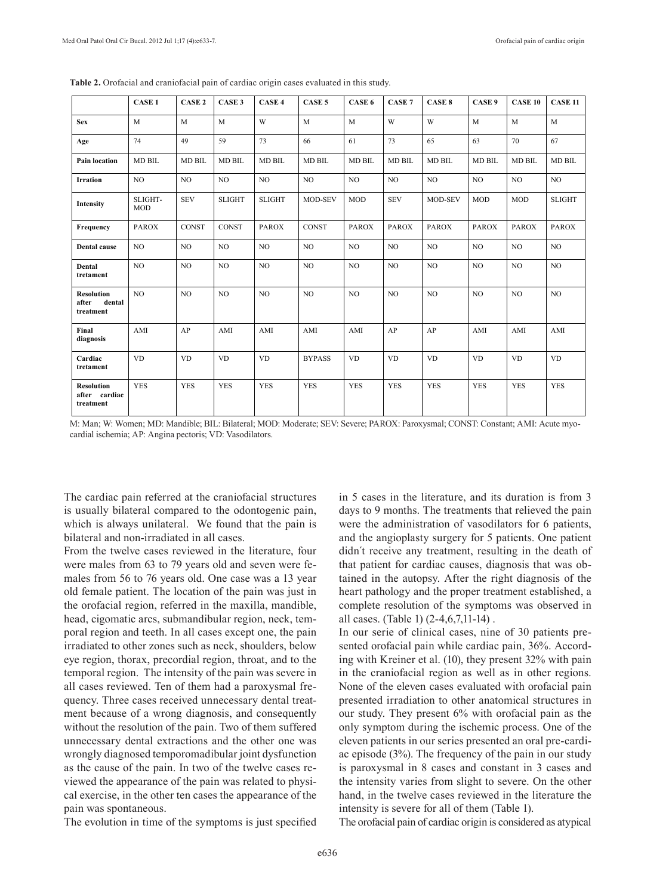**Table 2.** Orofacial and craniofacial pain of cardiac origin cases evaluated in this study.

| | CASE 1 | CASE 2 | CASE 3 | CASE 4 | CASE 5 | CASE 6 | CASE 7 | CASE 8 | CASE 9 | CASE 10 | CASE 11 |
|---|---|---|---|---|---|---|---|---|---|---|---|
| **Sex** | M | M | M | W | M | M | W | W | M | M | M |
| **Age** | 74 | 49 | 59 | 73 | 66 | 61 | 73 | 65 | 63 | 70 | 67 |
| **Pain location** | MD BIL | MD BIL | MD BIL | MD BIL | MD BIL | MD BIL | MD BIL | MD BIL | MD BIL | MD BIL | MD BIL |
| **Irration** | NO | NO | NO | NO | NO | NO | NO | NO | NO | NO | NO |
| **Intensity** | SLIGHT-MOD | SEV | SLIGHT | SLIGHT | MOD-SEV | MOD | SEV | MOD-SEV | MOD | MOD | SLIGHT |
| **Frequency** | PAROX | CONST | CONST | PAROX | CONST | PAROX | PAROX | PAROX | PAROX | PAROX | PAROX |
| **Dental cause** | NO | NO | NO | NO | NO | NO | NO | NO | NO | NO | NO |
| **Dental tretament** | NO | NO | NO | NO | NO | NO | NO | NO | NO | NO | NO |
| **Resolution after dental treatment** | NO | NO | NO | NO | NO | NO | NO | NO | NO | NO | NO |
| **Final diagnosis** | AMI | AP | AMI | AMI | AMI | AMI | AP | AP | AMI | AMI | AMI |
| **Cardiac tretament** | VD | VD | VD | VD | BYPASS | VD | VD | VD | VD | VD | VD |
| **Resolution after cardiac treatment** | YES | YES | YES | YES | YES | YES | YES | YES | YES | YES | YES |

M: Man; W: Women; MD: Mandible; BIL: Bilateral; MOD: Moderate; SEV: Severe; PAROX: Paroxysmal; CONST: Constant; AMI: Acute myocardial ischemia; AP: Angina pectoris; VD: Vasodilators.

The cardiac pain referred at the craniofacial structures is usually bilateral compared to the odontogenic pain, which is always unilateral. We found that the pain is bilateral and non-irradiated in all cases.

From the twelve cases reviewed in the literature, four were males from 63 to 79 years old and seven were females from 56 to 76 years old. One case was a 13 year old female patient. The location of the pain was just in the orofacial region, referred in the maxilla, mandible, head, cigomatic arcs, submandibular region, neck, temporal region and teeth. In all cases except one, the pain irradiated to other zones such as neck, shoulders, below eye region, thorax, precordial region, throat, and to the temporal region. The intensity of the pain was severe in all cases reviewed. Ten of them had a paroxysmal frequency. Three cases received unnecessary dental treatment because of a wrong diagnosis, and consequently without the resolution of the pain. Two of them suffered unnecessary dental extractions and the other one was wrongly diagnosed temporomadibular joint dysfunction as the cause of the pain. In two of the twelve cases reviewed the appearance of the pain was related to physical exercise, in the other ten cases the appearance of the pain was spontaneous.

The evolution in time of the symptoms is just specified in 5 cases in the literature, and its duration is from 3 days to 9 months. The treatments that relieved the pain were the administration of vasodilators for 6 patients, and the angioplasty surgery for 5 patients. One patient didn´t receive any treatment, resulting in the death of that patient for cardiac causes, diagnosis that was obtained in the autopsy. After the right diagnosis of the heart pathology and the proper treatment established, a complete resolution of the symptoms was observed in all cases. (Table 1) (2-4,6,7,11-14) .

In our serie of clinical cases, nine of 30 patients presented orofacial pain while cardiac pain, 36%. According with Kreiner et al. (10), they present 32% with pain in the craniofacial region as well as in other regions. None of the eleven cases evaluated with orofacial pain presented irradiation to other anatomical structures in our study. They present 6% with orofacial pain as the only symptom during the ischemic process. One of the eleven patients in our series presented an oral pre-cardiac episode (3%). The frequency of the pain in our study is paroxysmal in 8 cases and constant in 3 cases and the intensity varies from slight to severe. On the other hand, in the twelve cases reviewed in the literature the intensity is severe for all of them (Table 1).

The orofacial pain of cardiac origin is considered as atypical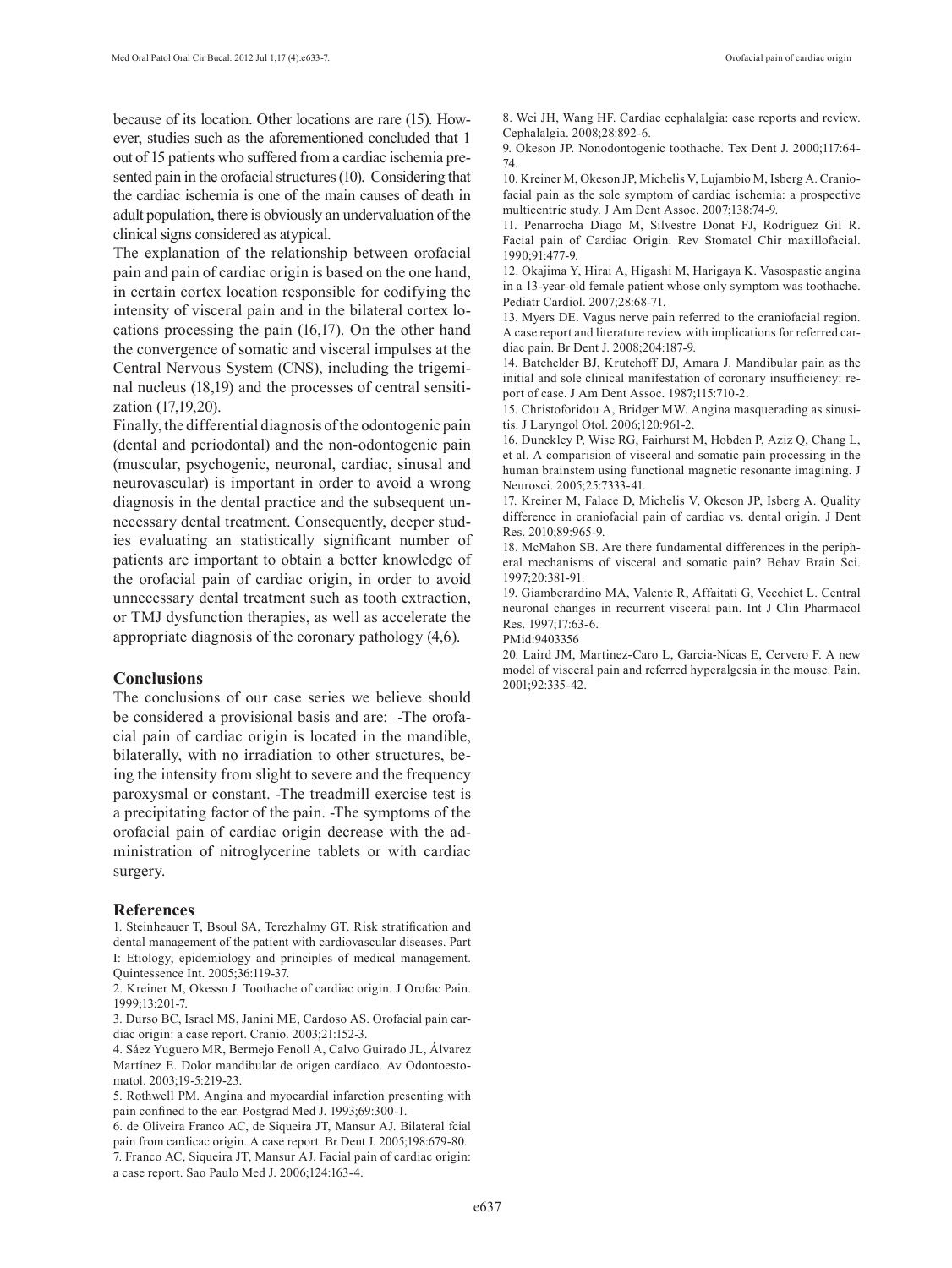because of its location. Other locations are rare (15). However, studies such as the aforementioned concluded that 1 out of 15 patients who suffered from a cardiac ischemia presented pain in the orofacial structures (10). Considering that the cardiac ischemia is one of the main causes of death in adult population, there is obviously an undervaluation of the clinical signs considered as atypical.

The explanation of the relationship between orofacial pain and pain of cardiac origin is based on the one hand, in certain cortex location responsible for codifying the intensity of visceral pain and in the bilateral cortex locations processing the pain (16,17). On the other hand the convergence of somatic and visceral impulses at the Central Nervous System (CNS), including the trigeminal nucleus (18,19) and the processes of central sensitization (17,19,20).

Finally, the differential diagnosis of the odontogenic pain (dental and periodontal) and the non-odontogenic pain (muscular, psychogenic, neuronal, cardiac, sinusal and neurovascular) is important in order to avoid a wrong diagnosis in the dental practice and the subsequent unnecessary dental treatment. Consequently, deeper studies evaluating an statistically significant number of patients are important to obtain a better knowledge of the orofacial pain of cardiac origin, in order to avoid unnecessary dental treatment such as tooth extraction, or TMJ dysfunction therapies, as well as accelerate the appropriate diagnosis of the coronary pathology (4,6).

## Conclusions

The conclusions of our case series we believe should be considered a provisional basis and are: -The orofacial pain of cardiac origin is located in the mandible, bilaterally, with no irradiation to other structures, being the intensity from slight to severe and the frequency paroxysmal or constant. -The treadmill exercise test is a precipitating factor of the pain. -The symptoms of the orofacial pain of cardiac origin decrease with the administration of nitroglycerine tablets or with cardiac surgery.

## References

1. Steinheauer T, Bsoul SA, Terezhalmy GT. Risk stratification and dental management of the patient with cardiovascular diseases. Part I: Etiology, epidemiology and principles of medical management. Quintessence Int. 2005;36:119-37.
2. Kreiner M, Okessn J. Toothache of cardiac origin. J Orofac Pain. 1999;13:201-7.
3. Durso BC, Israel MS, Janini ME, Cardoso AS. Orofacial pain cardiac origin: a case report. Cranio. 2003;21:152-3.
4. Sáez Yuguero MR, Bermejo Fenoll A, Calvo Guirado JL, Álvarez Martínez E. Dolor mandibular de origen cardíaco. Av Odontoestomatol. 2003;19-5:219-23.
5. Rothwell PM. Angina and myocardial infarction presenting with pain confined to the ear. Postgrad Med J. 1993;69:300-1.
6. de Oliveira Franco AC, de Siqueira JT, Mansur AJ. Bilateral fcial pain from cardicac origin. A case report. Br Dent J. 2005;198:679-80.
7. Franco AC, Siqueira JT, Mansur AJ. Facial pain of cardiac origin: a case report. Sao Paulo Med J. 2006;124:163-4.
8. Wei JH, Wang HF. Cardiac cephalalgia: case reports and review. Cephalalgia. 2008;28:892-6.
9. Okeson JP. Nonodontogenic toothache. Tex Dent J. 2000;117:64-74.
10. Kreiner M, Okeson JP, Michelis V, Lujambio M, Isberg A. Craniofacial pain as the sole symptom of cardiac ischemia: a prospective multicentric study. J Am Dent Assoc. 2007;138:74-9.
11. Penarrocha Diago M, Silvestre Donat FJ, Rodríguez Gil R. Facial pain of Cardiac Origin. Rev Stomatol Chir maxillofacial. 1990;91:477-9.
12. Okajima Y, Hirai A, Higashi M, Harigaya K. Vasospastic angina in a 13-year-old female patient whose only symptom was toothache. Pediatr Cardiol. 2007;28:68-71.
13. Myers DE. Vagus nerve pain referred to the craniofacial region. A case report and literature review with implications for referred cardiac pain. Br Dent J. 2008;204:187-9.
14. Batchelder BJ, Krutchoff DJ, Amara J. Mandibular pain as the initial and sole clinical manifestation of coronary insufficiency: report of case. J Am Dent Assoc. 1987;115:710-2.
15. Christoforidou A, Bridger MW. Angina masquerading as sinusitis. J Laryngol Otol. 2006;120:961-2.
16. Dunckley P, Wise RG, Fairhurst M, Hobden P, Aziz Q, Chang L, et al. A comparision of visceral and somatic pain processing in the human brainstem using functional magnetic resonante imagining. J Neurosci. 2005;25:7333-41.
17. Kreiner M, Falace D, Michelis V, Okeson JP, Isberg A. Quality difference in craniofacial pain of cardiac vs. dental origin. J Dent Res. 2010;89:965-9.
18. McMahon SB. Are there fundamental differences in the peripheral mechanisms of visceral and somatic pain? Behav Brain Sci. 1997;20:381-91.
19. Giamberardino MA, Valente R, Affaitati G, Vecchiet L. Central neuronal changes in recurrent visceral pain. Int J Clin Pharmacol Res. 1997;17:63-6.
PMid:9403356
20. Laird JM, Martinez-Caro L, Garcia-Nicas E, Cervero F. A new model of visceral pain and referred hyperalgesia in the mouse. Pain. 2001;92:335-42.